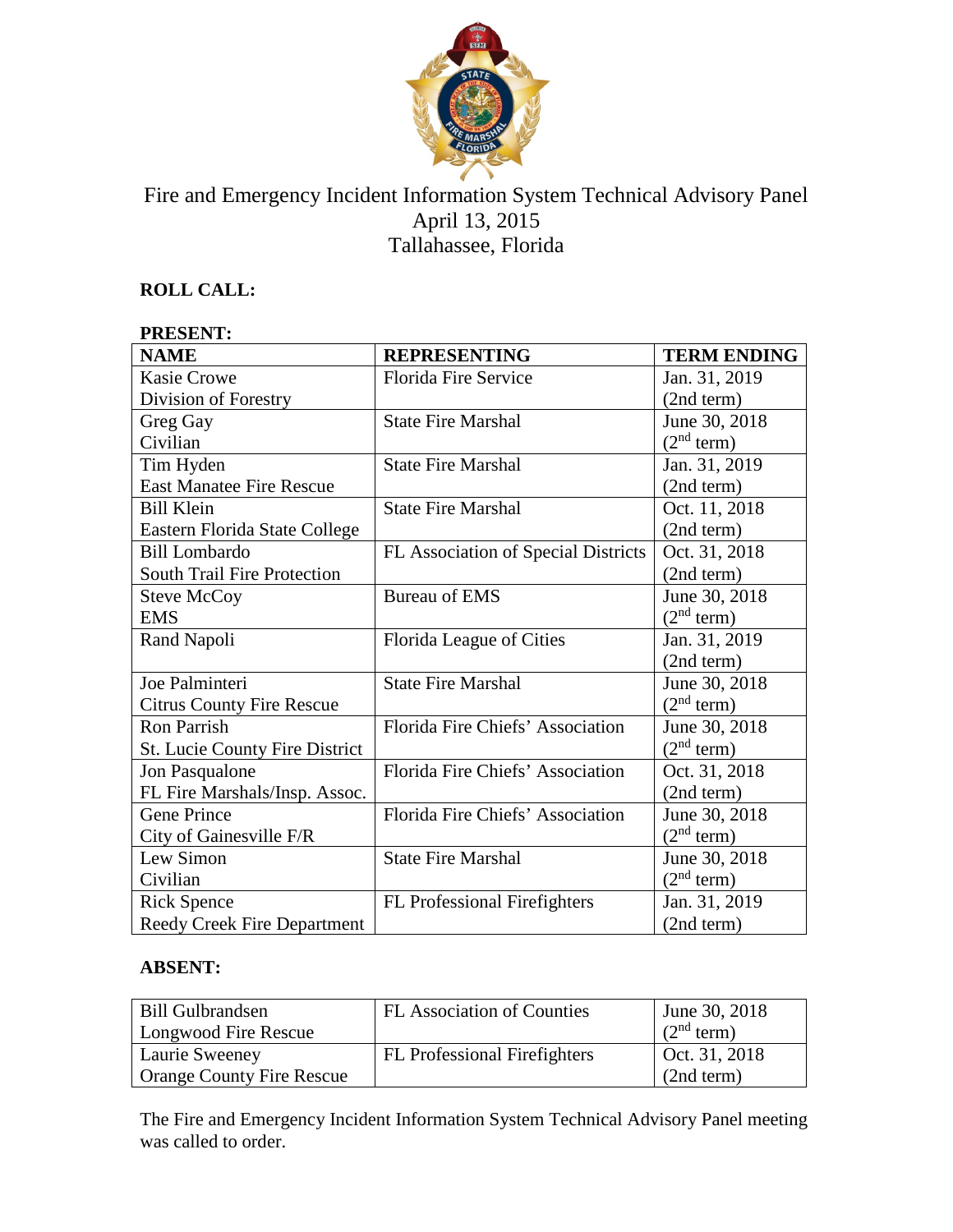# Fire and Emergency Incident Information System Technical Advisory Panel

April 13, 2015
Tallahassee, Florida

**ROLL CALL:**

**PRESENT:**

| NAME | REPRESENTING | TERM ENDING |
|---|---|---|
| Kasie Crowe<br>Division of Forestry | Florida Fire Service | Jan. 31, 2019<br>(2nd term) |
| Greg Gay<br>Civilian | State Fire Marshal | June 30, 2018<br>(2nd term) |
| Tim Hyden<br>East Manatee Fire Rescue | State Fire Marshal | Jan. 31, 2019<br>(2nd term) |
| Bill Klein<br>Eastern Florida State College | State Fire Marshal | Oct. 11, 2018<br>(2nd term) |
| Bill Lombardo<br>South Trail Fire Protection | FL Association of Special Districts | Oct. 31, 2018<br>(2nd term) |
| Steve McCoy<br>EMS | Bureau of EMS | June 30, 2018<br>(2nd term) |
| Rand Napoli | Florida League of Cities | Jan. 31, 2019<br>(2nd term) |
| Joe Palminteri<br>Citrus County Fire Rescue | State Fire Marshal | June 30, 2018<br>(2nd term) |
| Ron Parrish<br>St. Lucie County Fire District | Florida Fire Chiefs' Association | June 30, 2018<br>(2nd term) |
| Jon Pasqualone<br>FL Fire Marshals/Insp. Assoc. | Florida Fire Chiefs' Association | Oct. 31, 2018<br>(2nd term) |
| Gene Prince<br>City of Gainesville F/R | Florida Fire Chiefs' Association | June 30, 2018<br>(2nd term) |
| Lew Simon<br>Civilian | State Fire Marshal | June 30, 2018<br>(2nd term) |
| Rick Spence<br>Reedy Creek Fire Department | FL Professional Firefighters | Jan. 31, 2019<br>(2nd term) |

**ABSENT:**

| NAME | REPRESENTING | TERM ENDING |
|---|---|---|
| Bill Gulbrandsen<br>Longwood Fire Rescue | FL Association of Counties | June 30, 2018<br>(2nd term) |
| Laurie Sweeney<br>Orange County Fire Rescue | FL Professional Firefighters | Oct. 31, 2018<br>(2nd term) |

The Fire and Emergency Incident Information System Technical Advisory Panel meeting was called to order.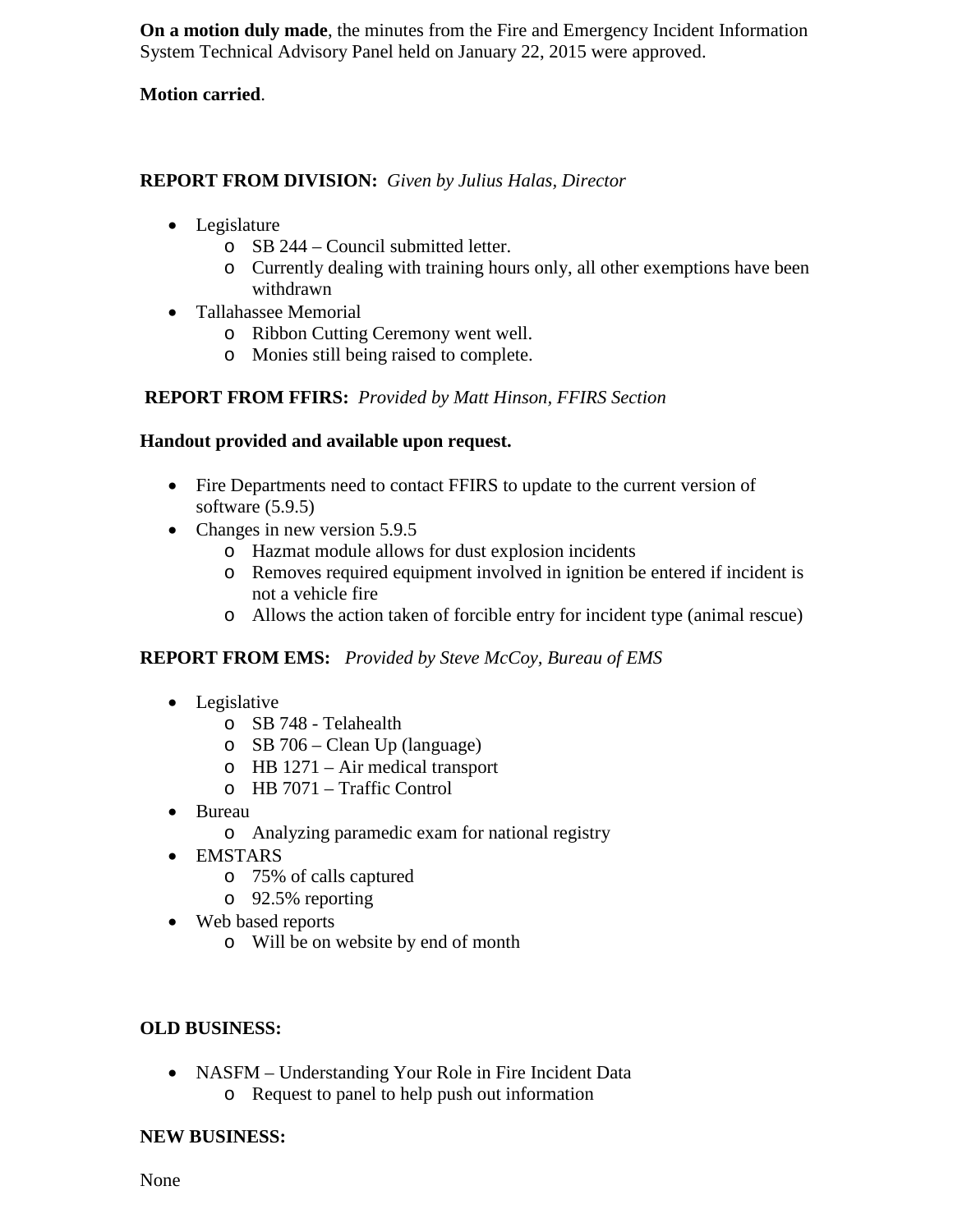**On a motion duly made**, the minutes from the Fire and Emergency Incident Information System Technical Advisory Panel held on January 22, 2015 were approved.

**Motion carried**.

**REPORT FROM DIVISION:** *Given by Julius Halas, Director*

- Legislature
  - SB 244 – Council submitted letter.
  - Currently dealing with training hours only, all other exemptions have been withdrawn
- Tallahassee Memorial
  - Ribbon Cutting Ceremony went well.
  - Monies still being raised to complete.

**REPORT FROM FFIRS:** *Provided by Matt Hinson, FFIRS Section*

**Handout provided and available upon request.**

- Fire Departments need to contact FFIRS to update to the current version of software (5.9.5)
- Changes in new version 5.9.5
  - Hazmat module allows for dust explosion incidents
  - Removes required equipment involved in ignition be entered if incident is not a vehicle fire
  - Allows the action taken of forcible entry for incident type (animal rescue)

**REPORT FROM EMS:** *Provided by Steve McCoy, Bureau of EMS*

- Legislative
  - SB 748 - Telahealth
  - SB 706 – Clean Up (language)
  - HB 1271 – Air medical transport
  - HB 7071 – Traffic Control
- Bureau
  - Analyzing paramedic exam for national registry
- EMSTARS
  - 75% of calls captured
  - 92.5% reporting
- Web based reports
  - Will be on website by end of month

**OLD BUSINESS:**

- NASFM – Understanding Your Role in Fire Incident Data
  - Request to panel to help push out information

**NEW BUSINESS:**

None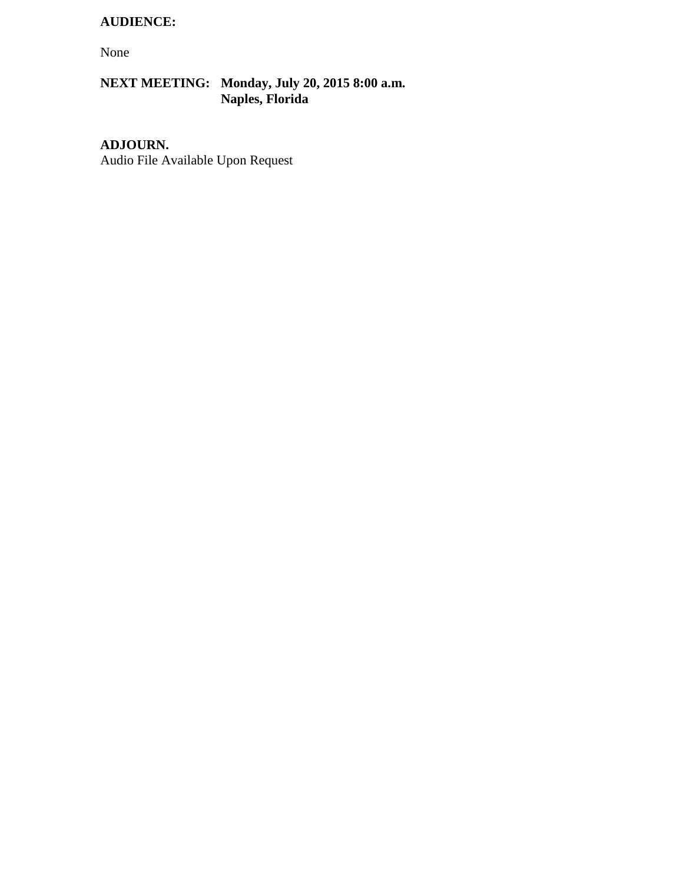**AUDIENCE:**

None

**NEXT MEETING:** **Monday, July 20, 2015 8:00 a.m.**
**Naples, Florida**

**ADJOURN.**
Audio File Available Upon Request